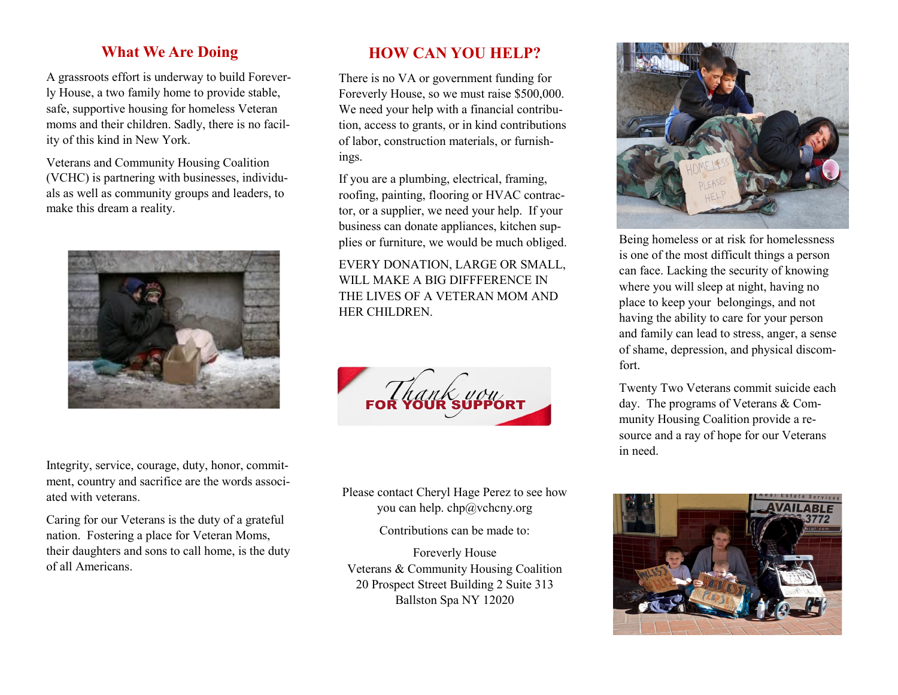## What We Are Doing

A grassroots effort is underway to build Foreverly House, a two family home to provide stable, safe, supportive housing for homeless Veteran moms and their children. Sadly, there is no facility of this kind in New York.

Veterans and Community Housing Coalition (VCHC) is partnering with businesses, individuals as well as community groups and leaders, to make this dream a reality.

Integrity, service, courage, duty, honor, commitment, country and sacrifice are the words associated with veterans.

Caring for our Veterans is the duty of a grateful nation. Fostering a place for Veteran Moms, their daughters and sons to call home, is the duty of all Americans.

## HOW CAN YOU HELP?

There is no VA or government funding for Foreverly House, so we must raise $500,000. We need your help with a financial contribution, access to grants, or in kind contributions of labor, construction materials, or furnishings.

If you are a plumbing, electrical, framing, roofing, painting, flooring or HVAC contractor, or a supplier, we need your help. If your business can donate appliances, kitchen supplies or furniture, we would be much obliged.

EVERY DONATION, LARGE OR SMALL, WILL MAKE A BIG DIFFFERENCE IN THE LIVES OF A VETERAN MOM AND HER CHILDREN.

*Thank you* FOR YOUR SUPPORT

Please contact Cheryl Hage Perez to see how you can help. chp@vchcny.org

Contributions can be made to:

Foreverly House
Veterans & Community Housing Coalition
20 Prospect Street Building 2 Suite 313
Ballston Spa NY 12020

Being homeless or at risk for homelessness is one of the most difficult things a person can face. Lacking the security of knowing where you will sleep at night, having no place to keep your belongings, and not having the ability to care for your person and family can lead to stress, anger, a sense of shame, depression, and physical discomfort.

Twenty Two Veterans commit suicide each day. The programs of Veterans & Community Housing Coalition provide a resource and a ray of hope for our Veterans in need.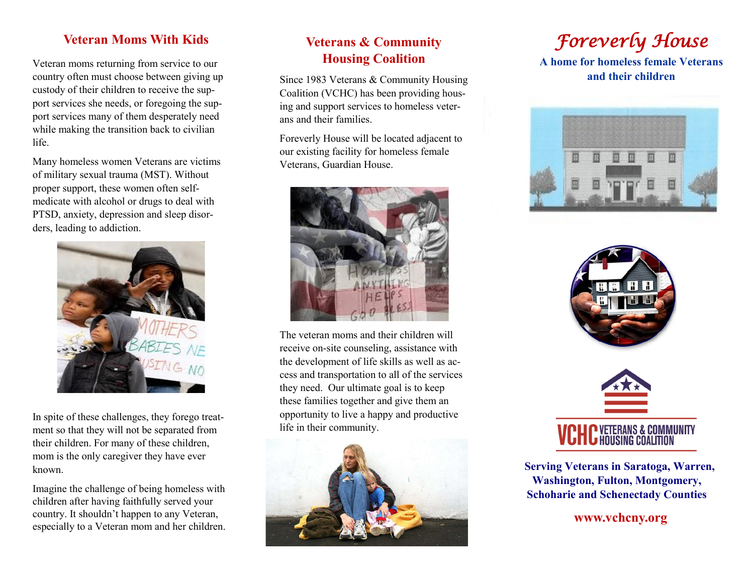## Veteran Moms With Kids

Veteran moms returning from service to our country often must choose between giving up custody of their children to receive the support services she needs, or foregoing the support services many of them desperately need while making the transition back to civilian life.

Many homeless women Veterans are victims of military sexual trauma (MST). Without proper support, these women often self-medicate with alcohol or drugs to deal with PTSD, anxiety, depression and sleep disorders, leading to addiction.

In spite of these challenges, they forego treatment so that they will not be separated from their children. For many of these children, mom is the only caregiver they have ever known.

Imagine the challenge of being homeless with children after having faithfully served your country. It shouldn't happen to any Veteran, especially to a Veteran mom and her children.

## Veterans & Community Housing Coalition

Since 1983 Veterans & Community Housing Coalition (VCHC) has been providing housing and support services to homeless veterans and their families.

Foreverly House will be located adjacent to our existing facility for homeless female Veterans, Guardian House.

The veteran moms and their children will receive on-site counseling, assistance with the development of life skills as well as access and transportation to all of the services they need. Our ultimate goal is to keep these families together and give them an opportunity to live a happy and productive life in their community.

# *Foreverly House*

**A home for homeless female Veterans and their children**

VCHC VETERANS & COMMUNITY HOUSING COALITION

**Serving Veterans in Saratoga, Warren, Washington, Fulton, Montgomery, Schoharie and Schenectady Counties**

**www.vchcny.org**